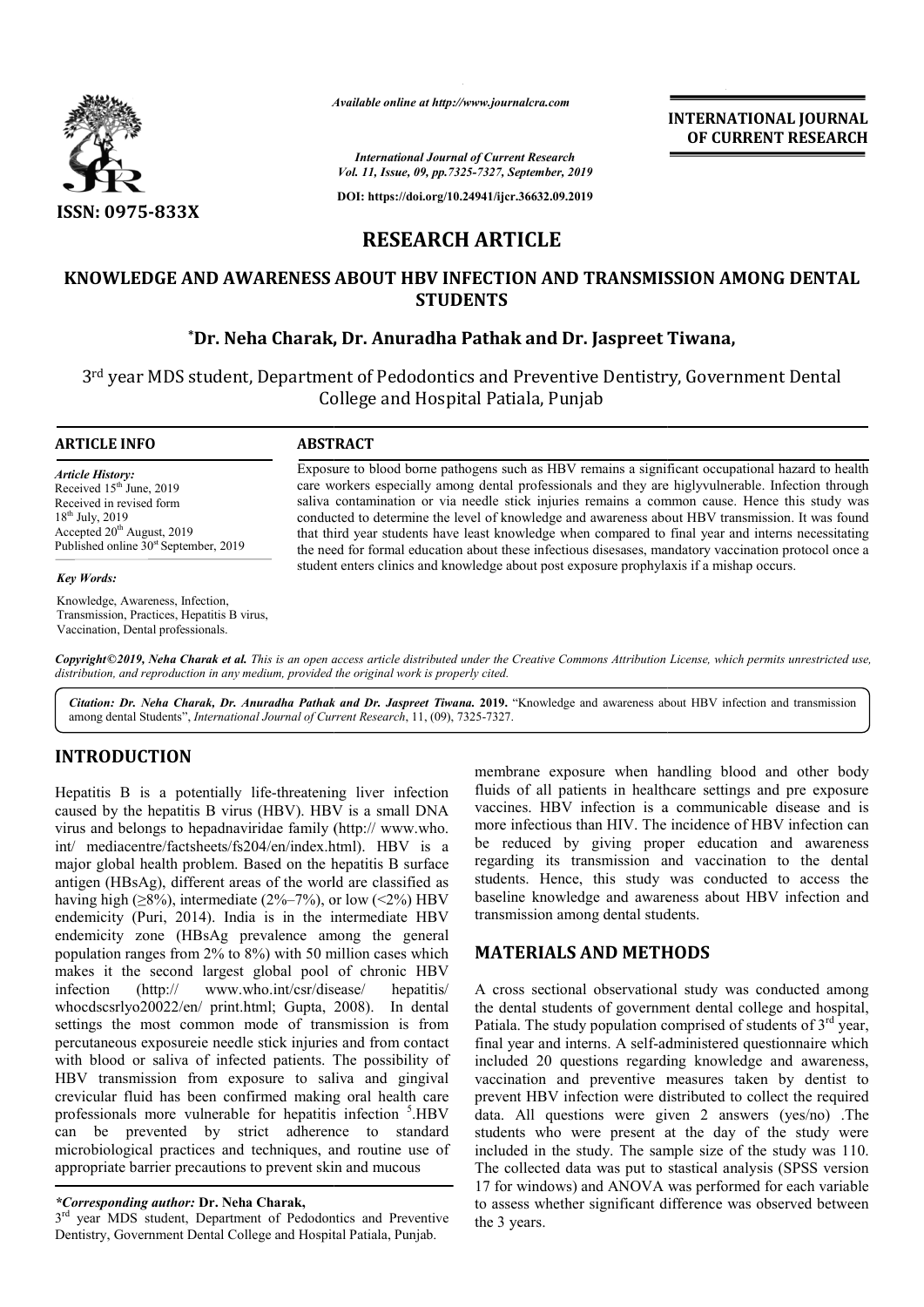ISSN: 0975-833X

*Available online at http://www.journalcra.com*

*International Journal of Current Research*
*Vol. 11, Issue, 09, pp.7325-7327, September, 2019*

**DOI: https://doi.org/10.24941/ijcr.36632.09.2019**

**INTERNATIONAL JOURNAL OF CURRENT RESEARCH**

# RESEARCH ARTICLE

## KNOWLEDGE AND AWARENESS ABOUT HBV INFECTION AND TRANSMISSION AMONG DENTAL STUDENTS

**\*Dr. Neha Charak, Dr. Anuradha Pathak and Dr. Jaspreet Tiwana,**

3rd year MDS student, Department of Pedodontics and Preventive Dentistry, Government Dental College and Hospital Patiala, Punjab

### ARTICLE INFO

*Article History:*
Received 15th June, 2019
Received in revised form
18th July, 2019
Accepted 20th August, 2019
Published online 30st September, 2019

*Key Words:*

Knowledge, Awareness, Infection, Transmission, Practices, Hepatitis B virus, Vaccination, Dental professionals.

### ABSTRACT

Exposure to blood borne pathogens such as HBV remains a significant occupational hazard to health care workers especially among dental professionals and they are higlyvulnerable. Infection through saliva contamination or via needle stick injuries remains a common cause. Hence this study was conducted to determine the level of knowledge and awareness about HBV transmission. It was found that third year students have least knowledge when compared to final year and interns necessitating the need for formal education about these infectious disesases, mandatory vaccination protocol once a student enters clinics and knowledge about post exposure prophylaxis if a mishap occurs.

*Copyright©2019, Neha Charak et al. This is an open access article distributed under the Creative Commons Attribution License, which permits unrestricted use, distribution, and reproduction in any medium, provided the original work is properly cited.*

*Citation: Dr. Neha Charak, Dr. Anuradha Pathak and Dr. Jaspreet Tiwana.* **2019.** "Knowledge and awareness about HBV infection and transmission among dental Students", *International Journal of Current Research*, 11, (09), 7325-7327.

## INTRODUCTION

Hepatitis B is a potentially life-threatening liver infection caused by the hepatitis B virus (HBV). HBV is a small DNA virus and belongs to hepadnaviridae family (http:// www.who. int/ mediacentre/factsheets/fs204/en/index.html). HBV is a major global health problem. Based on the hepatitis B surface antigen (HBsAg), different areas of the world are classified as having high (≥8%), intermediate (2%–7%), or low (<2%) HBV endemicity (Puri, 2014). India is in the intermediate HBV endemicity zone (HBsAg prevalence among the general population ranges from 2% to 8%) with 50 million cases which makes it the second largest global pool of chronic HBV infection (http:// www.who.int/csr/disease/ hepatitis/ whocdscsrlyo20022/en/ print.html; Gupta, 2008). In dental settings the most common mode of transmission is from percutaneous exposureie needle stick injuries and from contact with blood or saliva of infected patients. The possibility of HBV transmission from exposure to saliva and gingival crevicular fluid has been confirmed making oral health care professionals more vulnerable for hepatitis infection [5].HBV can be prevented by strict adherence to standard microbiological practices and techniques, and routine use of appropriate barrier precautions to prevent skin and mucous membrane exposure when handling blood and other body fluids of all patients in healthcare settings and pre exposure vaccines. HBV infection is a communicable disease and is more infectious than HIV. The incidence of HBV infection can be reduced by giving proper education and awareness regarding its transmission and vaccination to the dental students. Hence, this study was conducted to access the baseline knowledge and awareness about HBV infection and transmission among dental students.

## MATERIALS AND METHODS

A cross sectional observational study was conducted among the dental students of government dental college and hospital, Patiala. The study population comprised of students of 3rd year, final year and interns. A self-administered questionnaire which included 20 questions regarding knowledge and awareness, vaccination and preventive measures taken by dentist to prevent HBV infection were distributed to collect the required data. All questions were given 2 answers (yes/no) .The students who were present at the day of the study were included in the study. The sample size of the study was 110. The collected data was put to stastical analysis (SPSS version 17 for windows) and ANOVA was performed for each variable to assess whether significant difference was observed between the 3 years.

*\*Corresponding author:* **Dr. Neha Charak,**
3rd year MDS student, Department of Pedodontics and Preventive Dentistry, Government Dental College and Hospital Patiala, Punjab.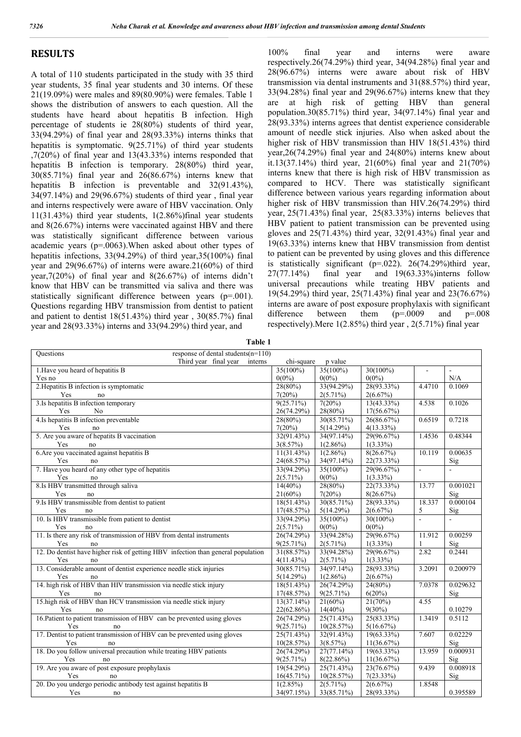## RESULTS

A total of 110 students participated in the study with 35 third year students, 35 final year students and 30 interns. Of these 21(19.09%) were males and 89(80.90%) were females. Table 1 shows the distribution of answers to each question. All the students have heard about hepatitis B infection. High percentage of students ie 28(80%) students of third year, 33(94.29%) of final year and 28(93.33%) interns thinks that hepatitis is symptomatic. 9(25.71%) of third year students ,7(20%) of final year and 13(43.33%) interns responded that hepatitis B infection is temporary. 28(80%) third year, 30(85.71%) final year and 26(86.67%) interns knew that hepatitis B infection is preventable and 32(91.43%), 34(97.14%) and 29(96.67%) students of third year , final year and interns respectively were aware of HBV vaccination. Only 11(31.43%) third year students, 1(2.86%)final year students and 8(26.67%) interns were vaccinated against HBV and there was statistically significant difference between various academic years (p=.0063).When asked about other types of hepatitis infections, 33(94.29%) of third year,35(100%) final year and 29(96.67%) of interns were aware.21(60%) of third year,7(20%) of final year and 8(26.67%) of interns didn't know that HBV can be transmitted via saliva and there was statistically significant difference between years (p=.001). Questions regarding HBV transmission from dentist to patient and patient to dentist 18(51.43%) third year , 30(85.7%) final year and 28(93.33%) interns and 33(94.29%) third year, and 100% final year and interns were aware respectively.26(74.29%) third year, 34(94.28%) final year and 28(96.67%) interns were aware about risk of HBV transmission via dental instruments and 31(88.57%) third year, 33(94.28%) final year and 29(96.67%) interns knew that they are at high risk of getting HBV than general population.30(85.71%) third year, 34(97.14%) final year and 28(93.33%) interns agrees that dentist experience considerable amount of needle stick injuries. Also when asked about the higher risk of HBV transmission than HIV 18(51.43%) third year,26(74.29%) final year and 24(80%) interns knew about it.13(37.14%) third year, 21(60%) final year and 21(70%) interns knew that there is high risk of HBV transmission as compared to HCV. There was statistically significant difference between various years regarding information about higher risk of HBV transmission than HIV.26(74.29%) third year, 25(71.43%) final year, 25(83.33%) interns believes that HBV patient to patient transmission can be prevented using gloves and 25(71.43%) third year, 32(91.43%) final year and 19(63.33%) interns knew that HBV transmission from dentist to patient can be prevented by using gloves and this difference is statistically significant (p=.022). 26(74.29%)third year, 27(77.14%) final year and 19(63.33%)interns follow universal precautions while treating HBV patients and 19(54.29%) third year, 25(71.43%) final year and 23(76.67%) interns are aware of post exposure prophylaxis with significant difference between them (p=.0009 and p=.008 respectively).Mere 1(2.85%) third year , 2(5.71%) final year

**Table 1**

| Questions | response of dental students(n=110) Third year | final year | interns | chi-square | p value |
|---|---|---|---|---|---|
| 1.Have you heard of hepatitis B<br>Yes no | 35(100%)<br>0(0%) | 35(100%)<br>0(0%) | 30(100%)<br>0(0%) | - | -<br>N/A |
| 2.Hepatitis B infection is symptomatic<br>Yes no | 28(80%)<br>7(20%) | 33(94.29%)<br>2(5.71%) | 28(93.33%)<br>2(6.67%) | 4.4710 | 0.1069 |
| 3.Is hepatitis B infection temporary<br>Yes No | 9(25.71%)<br>26(74.29%) | 7(20%)<br>28(80%) | 13(43.33%)<br>17(56.67%) | 4.538 | 0.1026 |
| 4.Is hepatitis B infection preventable<br>Yes no | 28(80%)<br>7(20%) | 30(85.71%)<br>5(14.29%) | 26(86.67%)<br>4(13.33%) | 0.6519 | 0.7218 |
| 5. Are you aware of hepatits B vaccination<br>Yes no | 32(91.43%)<br>3(8.57%) | 34(97.14%)<br>1(2.86%) | 29(96.67%)<br>1(3.33%) | 1.4536 | 0.48344 |
| 6.Are you vaccinated against hepatitis B<br>Yes no | 11(31.43%)<br>24(68.57%) | 1(2.86%)<br>34(97.14%) | 8(26.67%)<br>22(73.33%) | 10.119 | 0.00635<br>Sig |
| 7. Have you heard of any other type of hepatitis<br>Yes no | 33(94.29%)<br>2(5.71%) | 35(100%)<br>0(0%) | 29(96.67%)<br>1(3.33%) | - | - |
| 8.Is HBV transmitted through saliva<br>Yes no | 14(40%)<br>21(60%) | 28(80%)<br>7(20%) | 22(73.33%)<br>8(26.67%) | 13.77 | 0.001021<br>Sig |
| 9.Is HBV transmissible from dentist to patient<br>Yes no | 18(51.43%)<br>17(48.57%) | 30(85.71%)<br>5(14.29%) | 28(93.33%)<br>2(6.67%) | 18.337<br>5 | 0.000104<br>Sig |
| 10. Is HBV transmissible from patient to dentist<br>Yes no | 33(94.29%)<br>2(5.71%) | 35(100%)<br>0(0%) | 30(100%)<br>0(0%) | - | - |
| 11. Is there any risk of transmission of HBV from dental instruments<br>Yes no | 26(74.29%)<br>9(25.71%) | 33(94.28%)<br>2(5.71%) | 29(96.67%)<br>1(3.33%) | 11.912<br>1 | 0.00259<br>Sig |
| 12. Do dentist have higher risk of getting HBV infection than general population<br>Yes no | 31(88.57%)<br>4(11.43%) | 33(94.28%)<br>2(5.71%) | 29(96.67%)<br>1(3.33%) | 2.82 | 0.2441 |
| 13. Considerable amount of dentist experience needle stick injuries<br>Yes no | 30(85.71%)<br>5(14.29%) | 34(97.14%)<br>1(2.86%) | 28(93.33%)<br>2(6.67%) | 3.2091 | 0.200979 |
| 14. high risk of HBV than HIV transmission via needle stick injury<br>Yes no | 18(51.43%)<br>17(48.57%) | 26(74.29%)<br>9(25.71%) | 24(80%)<br>6(20%) | 7.0378 | 0.029632<br>Sig |
| 15.high risk of HBV than HCV transmission via needle stick injury<br>Yes no | 13(37.14%)<br>22(62.86%) | 21(60%)<br>14(40%) | 21(70%)<br>9(30%) | 4.55 | 0.10279 |
| 16.Patient to patient transmission of HBV can be prevented using gloves<br>Yes no | 26(74.29%)<br>9(25.71%) | 25(71.43%)<br>10(28.57%) | 25(83.33%)<br>5(16.67%) | 1.3419 | 0.5112 |
| 17. Dentist to patient transmission of HBV can be prevented using gloves<br>Yes no | 25(71.43%)<br>10(28.57%) | 32(91.43%)<br>3(8.57%) | 19(63.33%)<br>11(36.67%) | 7.607 | 0.02229<br>Sig |
| 18. Do you follow universal precaution while treating HBV patients<br>Yes no | 26(74.29%)<br>9(25.71%) | 27(77.14%)<br>8(22.86%) | 19(63.33%)<br>11(36.67%) | 13.959 | 0.000931<br>Sig |
| 19. Are you aware of post exposure prophylaxis<br>Yes no | 19(54.29%)<br>16(45.71%) | 25(71.43%)<br>10(28.57%) | 23(76.67%)<br>7(23.33%) | 9.439 | 0.008918<br>Sig |
| 20. Do you undergo periodic antibody test against hepatitis B<br>Yes no | 1(2.85%)<br>34(97.15%) | 2(5.71%)<br>33(85.71%) | 2(6.67%)<br>28(93.33%) | 1.8548 | 0.395589 |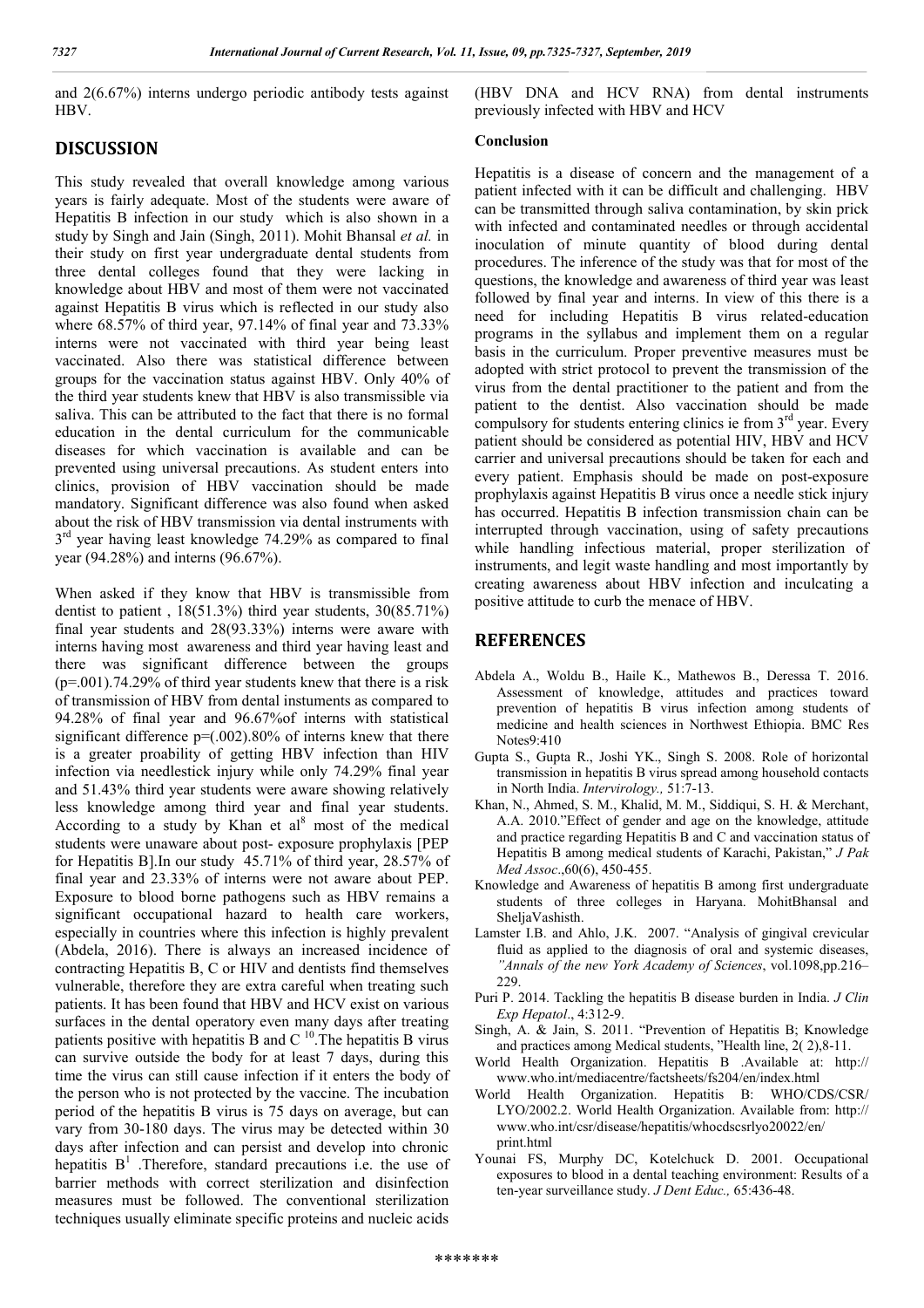and 2(6.67%) interns undergo periodic antibody tests against HBV.

## DISCUSSION

This study revealed that overall knowledge among various years is fairly adequate. Most of the students were aware of Hepatitis B infection in our study which is also shown in a study by Singh and Jain (Singh, 2011). Mohit Bhansal *et al.* in their study on first year undergraduate dental students from three dental colleges found that they were lacking in knowledge about HBV and most of them were not vaccinated against Hepatitis B virus which is reflected in our study also where 68.57% of third year, 97.14% of final year and 73.33% interns were not vaccinated with third year being least vaccinated. Also there was statistical difference between groups for the vaccination status against HBV. Only 40% of the third year students knew that HBV is also transmissible via saliva. This can be attributed to the fact that there is no formal education in the dental curriculum for the communicable diseases for which vaccination is available and can be prevented using universal precautions. As student enters into clinics, provision of HBV vaccination should be made mandatory. Significant difference was also found when asked about the risk of HBV transmission via dental instruments with 3rd year having least knowledge 74.29% as compared to final year (94.28%) and interns (96.67%).

When asked if they know that HBV is transmissible from dentist to patient , 18(51.3%) third year students, 30(85.71%) final year students and 28(93.33%) interns were aware with interns having most awareness and third year having least and there was significant difference between the groups (p=.001).74.29% of third year students knew that there is a risk of transmission of HBV from dental instuments as compared to 94.28% of final year and 96.67%of interns with statistical significant difference p=(.002).80% of interns knew that there is a greater proability of getting HBV infection than HIV infection via needlestick injury while only 74.29% final year and 51.43% third year students were aware showing relatively less knowledge among third year and final year students. According to a study by Khan et al[8] most of the medical students were unaware about post- exposure prophylaxis [PEP for Hepatitis B].In our study 45.71% of third year, 28.57% of final year and 23.33% of interns were not aware about PEP. Exposure to blood borne pathogens such as HBV remains a significant occupational hazard to health care workers, especially in countries where this infection is highly prevalent (Abdela, 2016). There is always an increased incidence of contracting Hepatitis B, C or HIV and dentists find themselves vulnerable, therefore they are extra careful when treating such patients. It has been found that HBV and HCV exist on various surfaces in the dental operatory even many days after treating patients positive with hepatitis B and C [10].The hepatitis B virus can survive outside the body for at least 7 days, during this time the virus can still cause infection if it enters the body of the person who is not protected by the vaccine. The incubation period of the hepatitis B virus is 75 days on average, but can vary from 30-180 days. The virus may be detected within 30 days after infection and can persist and develop into chronic hepatitis B[1] .Therefore, standard precautions i.e. the use of barrier methods with correct sterilization and disinfection measures must be followed. The conventional sterilization techniques usually eliminate specific proteins and nucleic acids (HBV DNA and HCV RNA) from dental instruments previously infected with HBV and HCV

### Conclusion

Hepatitis is a disease of concern and the management of a patient infected with it can be difficult and challenging. HBV can be transmitted through saliva contamination, by skin prick with infected and contaminated needles or through accidental inoculation of minute quantity of blood during dental procedures. The inference of the study was that for most of the questions, the knowledge and awareness of third year was least followed by final year and interns. In view of this there is a need for including Hepatitis B virus related-education programs in the syllabus and implement them on a regular basis in the curriculum. Proper preventive measures must be adopted with strict protocol to prevent the transmission of the virus from the dental practitioner to the patient and from the patient to the dentist. Also vaccination should be made compulsory for students entering clinics ie from 3rd year. Every patient should be considered as potential HIV, HBV and HCV carrier and universal precautions should be taken for each and every patient. Emphasis should be made on post-exposure prophylaxis against Hepatitis B virus once a needle stick injury has occurred. Hepatitis B infection transmission chain can be interrupted through vaccination, using of safety precautions while handling infectious material, proper sterilization of instruments, and legit waste handling and most importantly by creating awareness about HBV infection and inculcating a positive attitude to curb the menace of HBV.

## REFERENCES

Abdela A., Woldu B., Haile K., Mathewos B., Deressa T. 2016. Assessment of knowledge, attitudes and practices toward prevention of hepatitis B virus infection among students of medicine and health sciences in Northwest Ethiopia. BMC Res Notes9:410

Gupta S., Gupta R., Joshi YK., Singh S. 2008. Role of horizontal transmission in hepatitis B virus spread among household contacts in North India. *Intervirology.,* 51:7-13.

Khan, N., Ahmed, S. M., Khalid, M. M., Siddiqui, S. H. & Merchant, A.A. 2010."Effect of gender and age on the knowledge, attitude and practice regarding Hepatitis B and C and vaccination status of Hepatitis B among medical students of Karachi, Pakistan," *J Pak Med Assoc*.,60(6), 450-455.

Knowledge and Awareness of hepatitis B among first undergraduate students of three colleges in Haryana. MohitBhansal and SheljaVashisth.

Lamster I.B. and Ahlo, J.K. 2007. "Analysis of gingival crevicular fluid as applied to the diagnosis of oral and systemic diseases, *"Annals of the new York Academy of Sciences*, vol.1098,pp.216–229.

Puri P. 2014. Tackling the hepatitis B disease burden in India. *J Clin Exp Hepatol*., 4:312-9.

Singh, A. & Jain, S. 2011. "Prevention of Hepatitis B; Knowledge and practices among Medical students, "Health line, 2( 2),8-11.

World Health Organization. Hepatitis B .Available at: http:// www.who.int/mediacentre/factsheets/fs204/en/index.html

World Health Organization. Hepatitis B: WHO/CDS/CSR/ LYO/2002.2. World Health Organization. Available from: http:// www.who.int/csr/disease/hepatitis/whocdscsrlyo20022/en/ print.html

Younai FS, Murphy DC, Kotelchuck D. 2001. Occupational exposures to blood in a dental teaching environment: Results of a ten-year surveillance study. *J Dent Educ.,* 65:436-48.